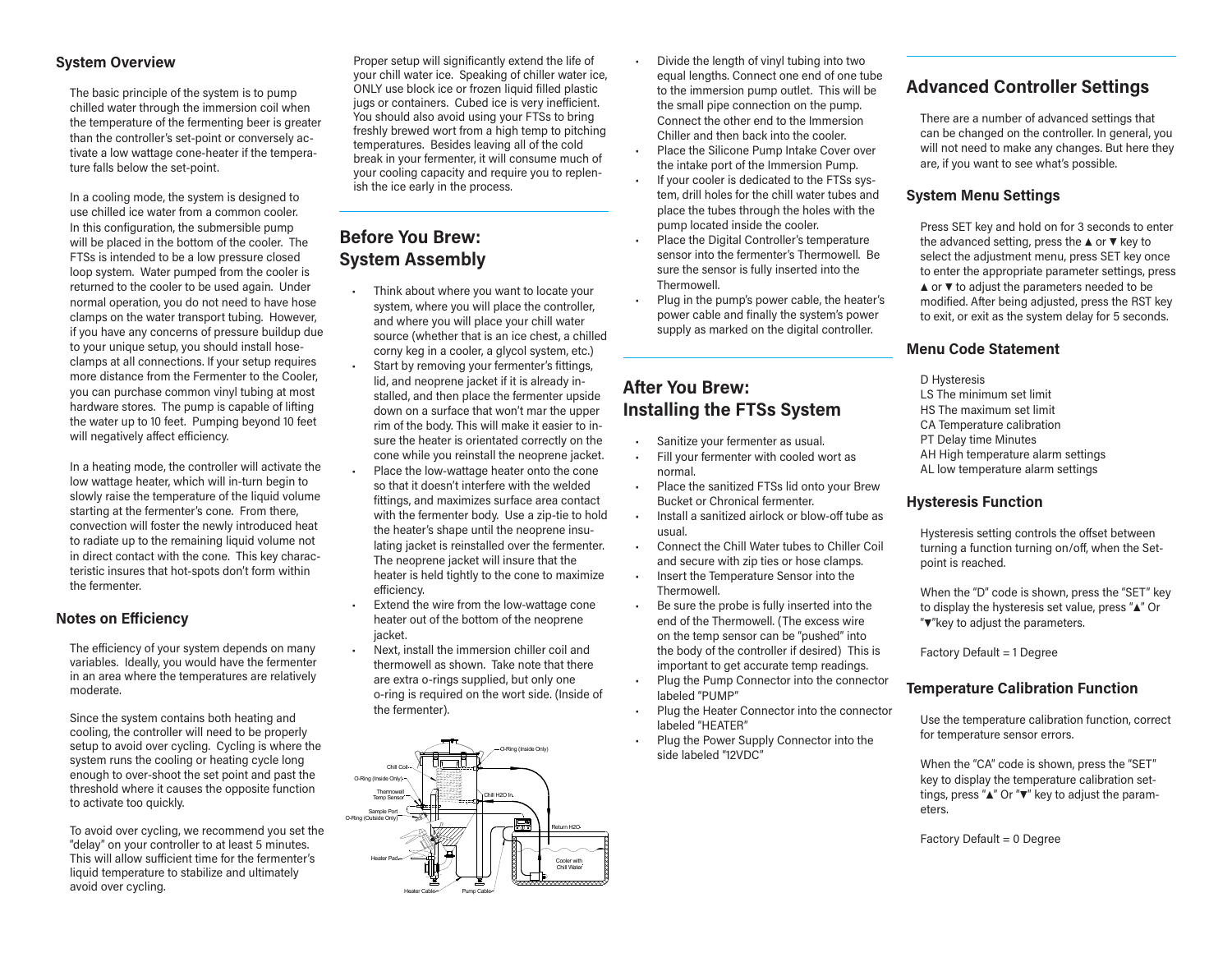## System Overview

The basic principle of the system is to pump chilled water through the immersion coil when the temperature of the fermenting beer is greater than the controller's set-point or conversely activate a low wattage cone-heater if the temperature falls below the set-point.

In a cooling mode, the system is designed to use chilled ice water from a common cooler. In this configuration, the submersible pump will be placed in the bottom of the cooler. The FTSs is intended to be a low pressure closed loop system. Water pumped from the cooler is returned to the cooler to be used again. Under normal operation, you do not need to have hose clamps on the water transport tubing. However, if you have any concerns of pressure buildup due to your unique setup, you should install hose-clamps at all connections. If your setup requires more distance from the Fermenter to the Cooler, you can purchase common vinyl tubing at most hardware stores. The pump is capable of lifting the water up to 10 feet. Pumping beyond 10 feet will negatively affect efficiency.

In a heating mode, the controller will activate the low wattage heater, which will in-turn begin to slowly raise the temperature of the liquid volume starting at the fermenter's cone. From there, convection will foster the newly introduced heat to radiate up to the remaining liquid volume not in direct contact with the cone. This key characteristic insures that hot-spots don't form within the fermenter.

## Notes on Efficiency

The efficiency of your system depends on many variables. Ideally, you would have the fermenter in an area where the temperatures are relatively moderate.

Since the system contains both heating and cooling, the controller will need to be properly setup to avoid over cycling. Cycling is where the system runs the cooling or heating cycle long enough to over-shoot the set point and past the threshold where it causes the opposite function to activate too quickly.

To avoid over cycling, we recommend you set the "delay" on your controller to at least 5 minutes. This will allow sufficient time for the fermenter's liquid temperature to stabilize and ultimately avoid over cycling.

Proper setup will significantly extend the life of your chill water ice. Speaking of chiller water ice, ONLY use block ice or frozen liquid filled plastic jugs or containers. Cubed ice is very inefficient. You should also avoid using your FTSs to bring freshly brewed wort from a high temp to pitching temperatures. Besides leaving all of the cold break in your fermenter, it will consume much of your cooling capacity and require you to replenish the ice early in the process.

## Before You Brew: System Assembly

- Think about where you want to locate your system, where you will place the controller, and where you will place your chill water source (whether that is an ice chest, a chilled corny keg in a cooler, a glycol system, etc.)
- Start by removing your fermenter's fittings, lid, and neoprene jacket if it is already installed, and then place the fermenter upside down on a surface that won't mar the upper rim of the body. This will make it easier to insure the heater is orientated correctly on the cone while you reinstall the neoprene jacket.
- Place the low-wattage heater onto the cone so that it doesn't interfere with the welded fittings, and maximizes surface area contact with the fermenter body. Use a zip-tie to hold the heater's shape until the neoprene insulating jacket is reinstalled over the fermenter. The neoprene jacket will insure that the heater is held tightly to the cone to maximize efficiency.
- Extend the wire from the low-wattage cone heater out of the bottom of the neoprene jacket.
- Next, install the immersion chiller coil and thermowell as shown. Take note that there are extra o-rings supplied, but only one o-ring is required on the wort side. (Inside of the fermenter).

O-Ring (Inside Only) · Chill Coil · O-Ring (Inside Only) · Thermowell Temp Sensor · Chill H2O In · Sample Port O-Ring (Outside Only) · Return H2O · Heater Pad · Cooler with Chill Water · Heater Cable · Pump Cable

- Divide the length of vinyl tubing into two equal lengths. Connect one end of one tube to the immersion pump outlet. This will be the small pipe connection on the pump. Connect the other end to the Immersion Chiller and then back into the cooler.
- Place the Silicone Pump Intake Cover over the intake port of the Immersion Pump.
- If your cooler is dedicated to the FTSs system, drill holes for the chill water tubes and place the tubes through the holes with the pump located inside the cooler.
- Place the Digital Controller's temperature sensor into the fermenter's Thermowell. Be sure the sensor is fully inserted into the Thermowell.
- Plug in the pump's power cable, the heater's power cable and finally the system's power supply as marked on the digital controller.

## After You Brew: Installing the FTSs System

- Sanitize your fermenter as usual.
- Fill your fermenter with cooled wort as normal.
- Place the sanitized FTSs lid onto your Brew Bucket or Chronical fermenter.
- Install a sanitized airlock or blow-off tube as usual.
- Connect the Chill Water tubes to Chiller Coil and secure with zip ties or hose clamps.
- Insert the Temperature Sensor into the Thermowell.
- Be sure the probe is fully inserted into the end of the Thermowell. (The excess wire on the temp sensor can be "pushed" into the body of the controller if desired) This is important to get accurate temp readings.
- Plug the Pump Connector into the connector labeled "PUMP"
- Plug the Heater Connector into the connector labeled "HEATER"
- Plug the Power Supply Connector into the side labeled "12VDC"

## Advanced Controller Settings

There are a number of advanced settings that can be changed on the controller. In general, you will not need to make any changes. But here they are, if you want to see what's possible.

### System Menu Settings

Press SET key and hold on for 3 seconds to enter the advanced setting, press the ▲ or ▼ key to select the adjustment menu, press SET key once to enter the appropriate parameter settings, press ▲ or ▼ to adjust the parameters needed to be modified. After being adjusted, press the RST key to exit, or exit as the system delay for 5 seconds.

### Menu Code Statement

D Hysteresis
LS The minimum set limit
HS The maximum set limit
CA Temperature calibration
PT Delay time Minutes
AH High temperature alarm settings
AL low temperature alarm settings

### Hysteresis Function

Hysteresis setting controls the offset between turning a function turning on/off, when the Set-point is reached.

When the "D" code is shown, press the "SET" key to display the hysteresis set value, press "▲" Or "▼"key to adjust the parameters.

Factory Default = 1 Degree

### Temperature Calibration Function

Use the temperature calibration function, correct for temperature sensor errors.

When the "CA" code is shown, press the "SET" key to display the temperature calibration settings, press "▲" Or "▼" key to adjust the parameters.

Factory Default = 0 Degree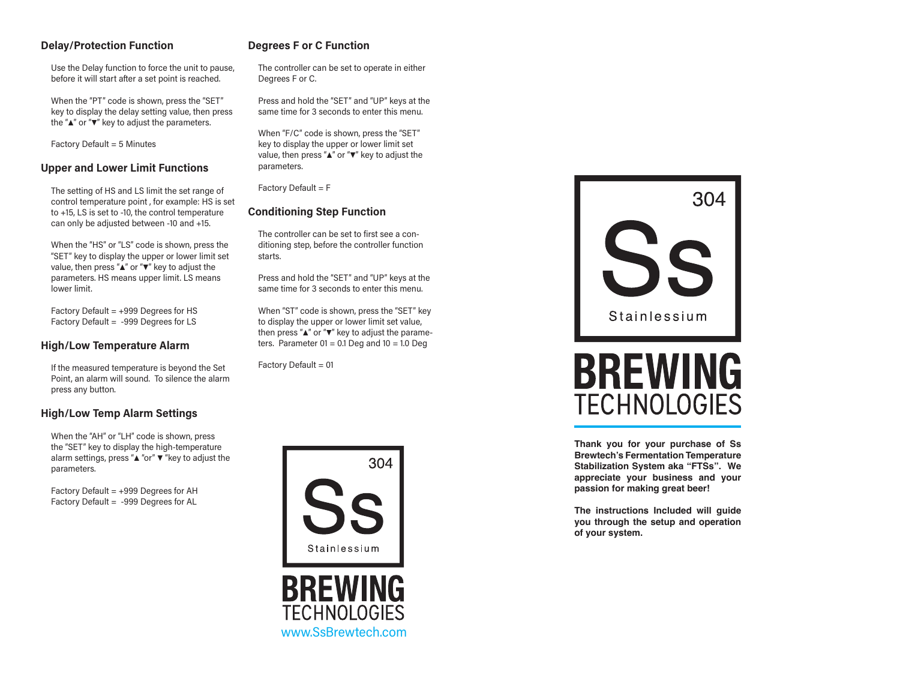## Delay/Protection Function

Use the Delay function to force the unit to pause, before it will start after a set point is reached.

When the "PT" code is shown, press the "SET" key to display the delay setting value, then press the "▲" or "▼" key to adjust the parameters.

Factory Default = 5 Minutes

## Upper and Lower Limit Functions

The setting of HS and LS limit the set range of control temperature point , for example: HS is set to +15, LS is set to -10, the control temperature can only be adjusted between -10 and +15.

When the "HS" or "LS" code is shown, press the "SET" key to display the upper or lower limit set value, then press "▲" or "▼" key to adjust the parameters. HS means upper limit. LS means lower limit.

Factory Default = +999 Degrees for HS
Factory Default = -999 Degrees for LS

## High/Low Temperature Alarm

If the measured temperature is beyond the Set Point, an alarm will sound. To silence the alarm press any button.

## High/Low Temp Alarm Settings

When the "AH" or "LH" code is shown, press the "SET" key to display the high-temperature alarm settings, press "▲ "or" ▼ "key to adjust the parameters.

Factory Default = +999 Degrees for AH
Factory Default = -999 Degrees for AL

## Degrees F or C Function

The controller can be set to operate in either Degrees F or C.

Press and hold the "SET" and "UP" keys at the same time for 3 seconds to enter this menu.

When "F/C" code is shown, press the "SET" key to display the upper or lower limit set value, then press "▲" or "▼" key to adjust the parameters.

Factory Default = F

## Conditioning Step Function

The controller can be set to first see a conditioning step, before the controller function starts.

Press and hold the "SET" and "UP" keys at the same time for 3 seconds to enter this menu.

When "ST" code is shown, press the "SET" key to display the upper or lower limit set value, then press "▲" or "▼" key to adjust the parameters. Parameter 01 = 0.1 Deg and 10 = 1.0 Deg

Factory Default = 01

304
Ss
Stainlessium
BREWING
TECHNOLOGIES
www.SsBrewtech.com

304
Ss
Stainlessium
BREWING
TECHNOLOGIES

**Thank you for your purchase of Ss Brewtech's Fermentation Temperature Stabilization System aka "FTSs". We appreciate your business and your passion for making great beer!**

**The instructions Included will guide you through the setup and operation of your system.**